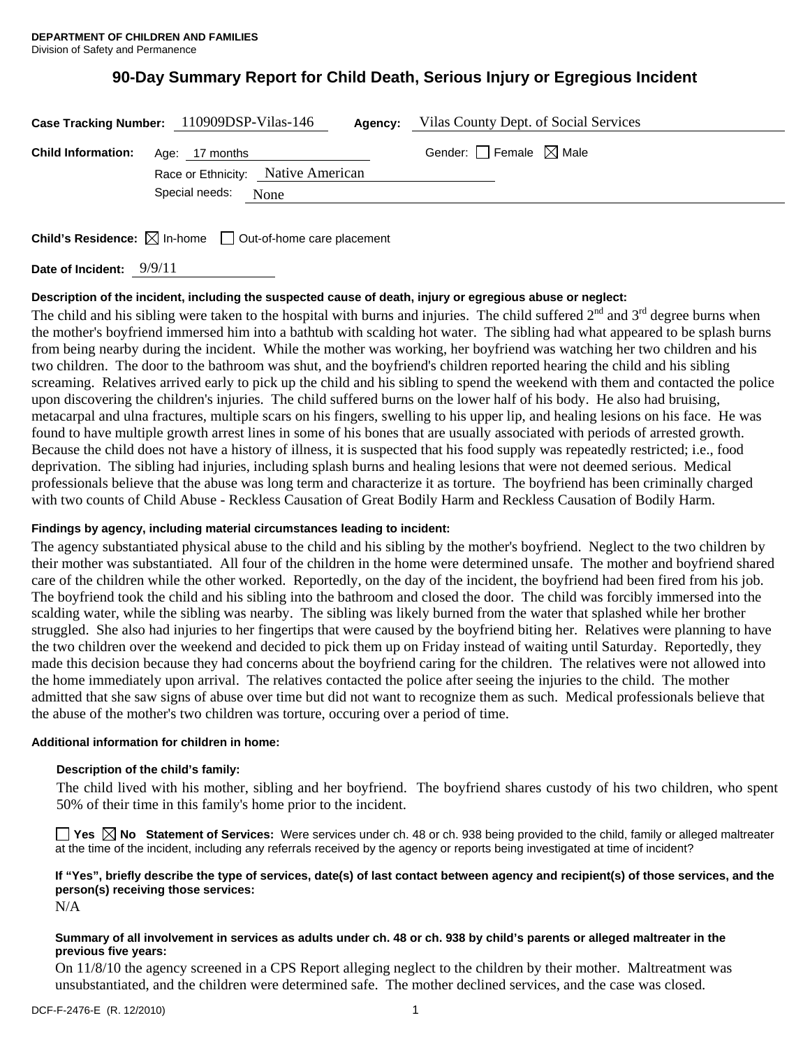**DEPARTMENT OF CHILDREN AND FAMILIES**
Division of Safety and Permanence

# 90-Day Summary Report for Child Death, Serious Injury or Egregious Incident

**Case Tracking Number:** 110909DSP-Vilas-146 **Agency:** Vilas County Dept. of Social Services

**Child Information:** Age: 17 months Gender: ☐ Female ☒ Male

Race or Ethnicity: Native American

Special needs: None

**Child's Residence:** ☒ In-home ☐ Out-of-home care placement

**Date of Incident:** 9/9/11

**Description of the incident, including the suspected cause of death, injury or egregious abuse or neglect:**

The child and his sibling were taken to the hospital with burns and injuries. The child suffered 2nd and 3rd degree burns when the mother's boyfriend immersed him into a bathtub with scalding hot water. The sibling had what appeared to be splash burns from being nearby during the incident. While the mother was working, her boyfriend was watching her two children and his two children. The door to the bathroom was shut, and the boyfriend's children reported hearing the child and his sibling screaming. Relatives arrived early to pick up the child and his sibling to spend the weekend with them and contacted the police upon discovering the children's injuries. The child suffered burns on the lower half of his body. He also had bruising, metacarpal and ulna fractures, multiple scars on his fingers, swelling to his upper lip, and healing lesions on his face. He was found to have multiple growth arrest lines in some of his bones that are usually associated with periods of arrested growth. Because the child does not have a history of illness, it is suspected that his food supply was repeatedly restricted; i.e., food deprivation. The sibling had injuries, including splash burns and healing lesions that were not deemed serious. Medical professionals believe that the abuse was long term and characterize it as torture. The boyfriend has been criminally charged with two counts of Child Abuse - Reckless Causation of Great Bodily Harm and Reckless Causation of Bodily Harm.

**Findings by agency, including material circumstances leading to incident:**

The agency substantiated physical abuse to the child and his sibling by the mother's boyfriend. Neglect to the two children by their mother was substantiated. All four of the children in the home were determined unsafe. The mother and boyfriend shared care of the children while the other worked. Reportedly, on the day of the incident, the boyfriend had been fired from his job. The boyfriend took the child and his sibling into the bathroom and closed the door. The child was forcibly immersed into the scalding water, while the sibling was nearby. The sibling was likely burned from the water that splashed while her brother struggled. She also had injuries to her fingertips that were caused by the boyfriend biting her. Relatives were planning to have the two children over the weekend and decided to pick them up on Friday instead of waiting until Saturday. Reportedly, they made this decision because they had concerns about the boyfriend caring for the children. The relatives were not allowed into the home immediately upon arrival. The relatives contacted the police after seeing the injuries to the child. The mother admitted that she saw signs of abuse over time but did not want to recognize them as such. Medical professionals believe that the abuse of the mother's two children was torture, occuring over a period of time.

**Additional information for children in home:**

**Description of the child's family:**

The child lived with his mother, sibling and her boyfriend. The boyfriend shares custody of his two children, who spent 50% of their time in this family's home prior to the incident.

☐ **Yes** ☒ **No Statement of Services:** Were services under ch. 48 or ch. 938 being provided to the child, family or alleged maltreater at the time of the incident, including any referrals received by the agency or reports being investigated at time of incident?

**If "Yes", briefly describe the type of services, date(s) of last contact between agency and recipient(s) of those services, and the person(s) receiving those services:**

N/A

**Summary of all involvement in services as adults under ch. 48 or ch. 938 by child's parents or alleged maltreater in the previous five years:**

On 11/8/10 the agency screened in a CPS Report alleging neglect to the children by their mother. Maltreatment was unsubstantiated, and the children were determined safe. The mother declined services, and the case was closed.

DCF-F-2476-E (R. 12/2010)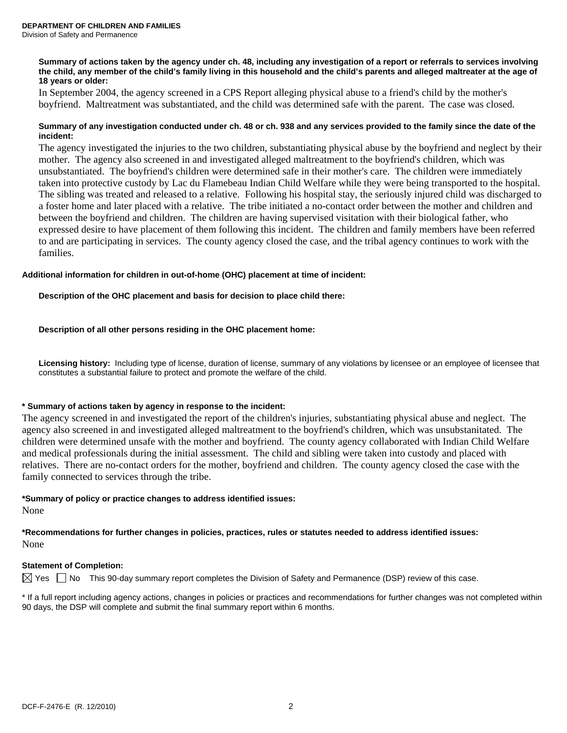DEPARTMENT OF CHILDREN AND FAMILIES
Division of Safety and Permanence

**Summary of actions taken by the agency under ch. 48, including any investigation of a report or referrals to services involving the child, any member of the child's family living in this household and the child's parents and alleged maltreater at the age of 18 years or older:**

In September 2004, the agency screened in a CPS Report alleging physical abuse to a friend's child by the mother's boyfriend. Maltreatment was substantiated, and the child was determined safe with the parent. The case was closed.

**Summary of any investigation conducted under ch. 48 or ch. 938 and any services provided to the family since the date of the incident:**

The agency investigated the injuries to the two children, substantiating physical abuse by the boyfriend and neglect by their mother. The agency also screened in and investigated alleged maltreatment to the boyfriend's children, which was unsubstantiated. The boyfriend's children were determined safe in their mother's care. The children were immediately taken into protective custody by Lac du Flamebeau Indian Child Welfare while they were being transported to the hospital. The sibling was treated and released to a relative. Following his hospital stay, the seriously injured child was discharged to a foster home and later placed with a relative. The tribe initiated a no-contact order between the mother and children and between the boyfriend and children. The children are having supervised visitation with their biological father, who expressed desire to have placement of them following this incident. The children and family members have been referred to and are participating in services. The county agency closed the case, and the tribal agency continues to work with the families.

**Additional information for children in out-of-home (OHC) placement at time of incident:**

**Description of the OHC placement and basis for decision to place child there:**

**Description of all other persons residing in the OHC placement home:**

**Licensing history:** Including type of license, duration of license, summary of any violations by licensee or an employee of licensee that constitutes a substantial failure to protect and promote the welfare of the child.

**\* Summary of actions taken by agency in response to the incident:**

The agency screened in and investigated the report of the children's injuries, substantiating physical abuse and neglect. The agency also screened in and investigated alleged maltreatment to the boyfriend's children, which was unsubstanitated. The children were determined unsafe with the mother and boyfriend. The county agency collaborated with Indian Child Welfare and medical professionals during the initial assessment. The child and sibling were taken into custody and placed with relatives. There are no-contact orders for the mother, boyfriend and children. The county agency closed the case with the family connected to services through the tribe.

**\*Summary of policy or practice changes to address identified issues:**

None

**\*Recommendations for further changes in policies, practices, rules or statutes needed to address identified issues:**

None

**Statement of Completion:**

☒ Yes ☐ No This 90-day summary report completes the Division of Safety and Permanence (DSP) review of this case.

\* If a full report including agency actions, changes in policies or practices and recommendations for further changes was not completed within 90 days, the DSP will complete and submit the final summary report within 6 months.

DCF-F-2476-E (R. 12/2010)